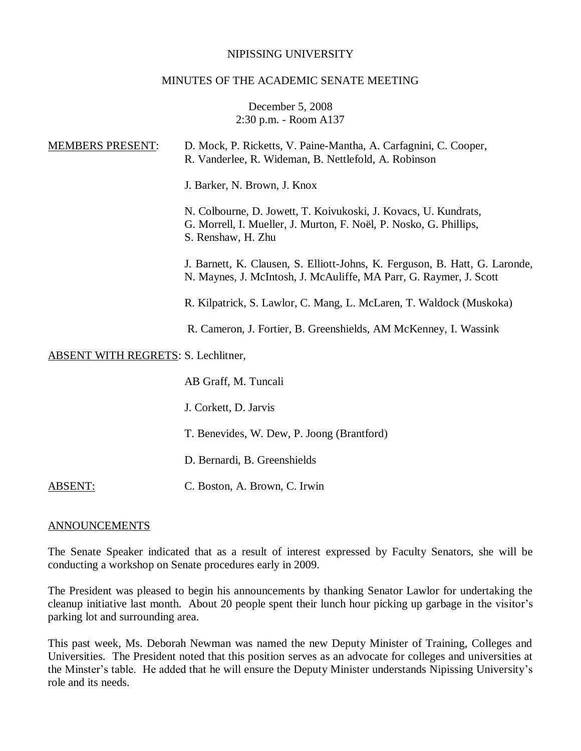NIPISSING UNIVERSITY

MINUTES OF THE ACADEMIC SENATE MEETING

December 5, 2008
2:30 p.m. - Room A137

MEMBERS PRESENT: D. Mock, P. Ricketts, V. Paine-Mantha, A. Carfagnini, C. Cooper, R. Vanderlee, R. Wideman, B. Nettlefold, A. Robinson

J. Barker, N. Brown, J. Knox

N. Colbourne, D. Jowett, T. Koivukoski, J. Kovacs, U. Kundrats, G. Morrell, I. Mueller, J. Murton, F. Noël, P. Nosko, G. Phillips, S. Renshaw, H. Zhu

J. Barnett, K. Clausen, S. Elliott-Johns, K. Ferguson, B. Hatt, G. Laronde, N. Maynes, J. McIntosh, J. McAuliffe, MA Parr, G. Raymer, J. Scott

R. Kilpatrick, S. Lawlor, C. Mang, L. McLaren, T. Waldock (Muskoka)

R. Cameron, J. Fortier, B. Greenshields, AM McKenney, I. Wassink

ABSENT WITH REGRETS: S. Lechlitner,

AB Graff, M. Tuncali

J. Corkett, D. Jarvis

T. Benevides, W. Dew, P. Joong (Brantford)

D. Bernardi, B. Greenshields

ABSENT: C. Boston, A. Brown, C. Irwin

ANNOUNCEMENTS

The Senate Speaker indicated that as a result of interest expressed by Faculty Senators, she will be conducting a workshop on Senate procedures early in 2009.

The President was pleased to begin his announcements by thanking Senator Lawlor for undertaking the cleanup initiative last month. About 20 people spent their lunch hour picking up garbage in the visitor's parking lot and surrounding area.

This past week, Ms. Deborah Newman was named the new Deputy Minister of Training, Colleges and Universities. The President noted that this position serves as an advocate for colleges and universities at the Minster's table. He added that he will ensure the Deputy Minister understands Nipissing University's role and its needs.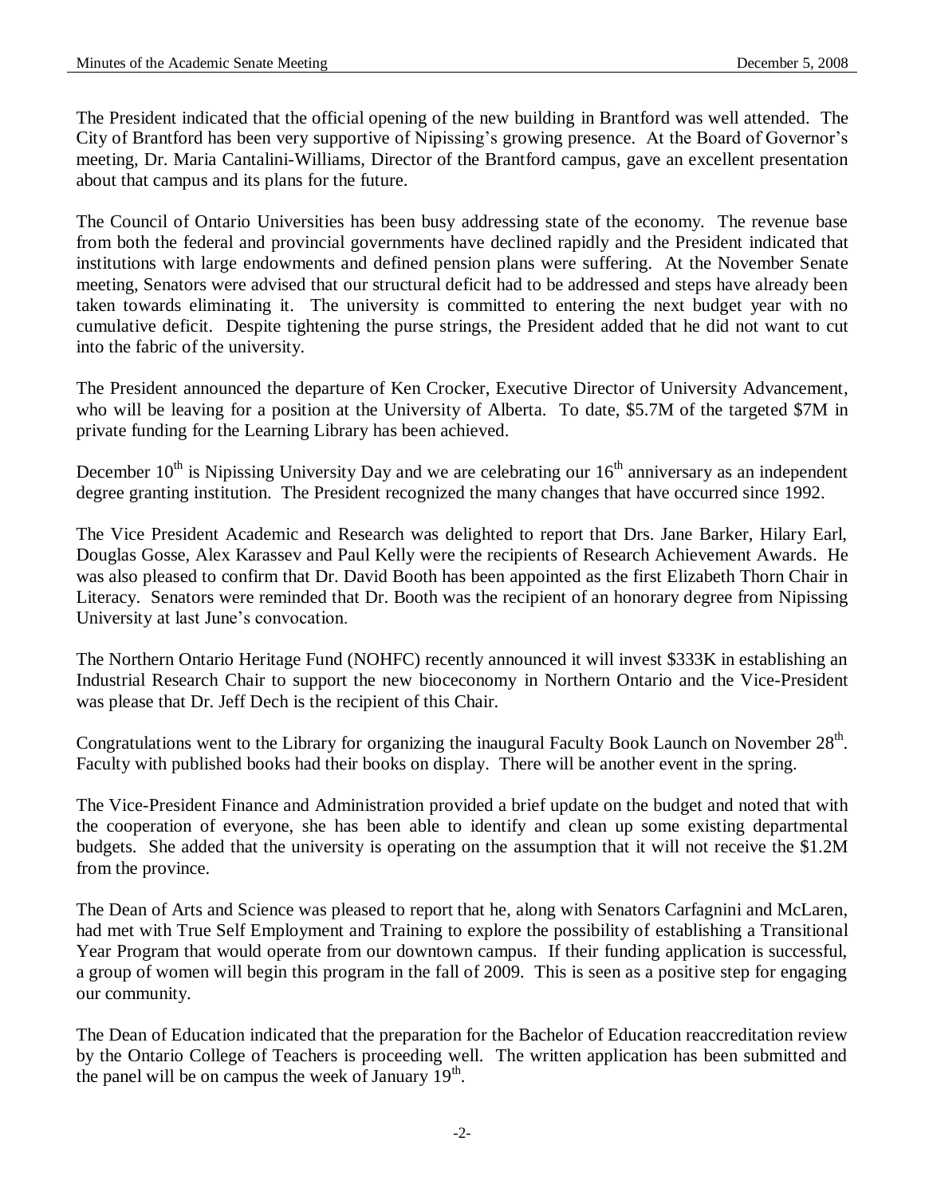The President indicated that the official opening of the new building in Brantford was well attended. The City of Brantford has been very supportive of Nipissing's growing presence. At the Board of Governor's meeting, Dr. Maria Cantalini-Williams, Director of the Brantford campus, gave an excellent presentation about that campus and its plans for the future.

The Council of Ontario Universities has been busy addressing state of the economy. The revenue base from both the federal and provincial governments have declined rapidly and the President indicated that institutions with large endowments and defined pension plans were suffering. At the November Senate meeting, Senators were advised that our structural deficit had to be addressed and steps have already been taken towards eliminating it. The university is committed to entering the next budget year with no cumulative deficit. Despite tightening the purse strings, the President added that he did not want to cut into the fabric of the university.

The President announced the departure of Ken Crocker, Executive Director of University Advancement, who will be leaving for a position at the University of Alberta. To date, \$5.7M of the targeted \$7M in private funding for the Learning Library has been achieved.

December 10th is Nipissing University Day and we are celebrating our 16th anniversary as an independent degree granting institution. The President recognized the many changes that have occurred since 1992.

The Vice President Academic and Research was delighted to report that Drs. Jane Barker, Hilary Earl, Douglas Gosse, Alex Karassev and Paul Kelly were the recipients of Research Achievement Awards. He was also pleased to confirm that Dr. David Booth has been appointed as the first Elizabeth Thorn Chair in Literacy. Senators were reminded that Dr. Booth was the recipient of an honorary degree from Nipissing University at last June's convocation.

The Northern Ontario Heritage Fund (NOHFC) recently announced it will invest \$333K in establishing an Industrial Research Chair to support the new bioceconomy in Northern Ontario and the Vice-President was please that Dr. Jeff Dech is the recipient of this Chair.

Congratulations went to the Library for organizing the inaugural Faculty Book Launch on November 28th. Faculty with published books had their books on display. There will be another event in the spring.

The Vice-President Finance and Administration provided a brief update on the budget and noted that with the cooperation of everyone, she has been able to identify and clean up some existing departmental budgets. She added that the university is operating on the assumption that it will not receive the \$1.2M from the province.

The Dean of Arts and Science was pleased to report that he, along with Senators Carfagnini and McLaren, had met with True Self Employment and Training to explore the possibility of establishing a Transitional Year Program that would operate from our downtown campus. If their funding application is successful, a group of women will begin this program in the fall of 2009. This is seen as a positive step for engaging our community.

The Dean of Education indicated that the preparation for the Bachelor of Education reaccreditation review by the Ontario College of Teachers is proceeding well. The written application has been submitted and the panel will be on campus the week of January 19th.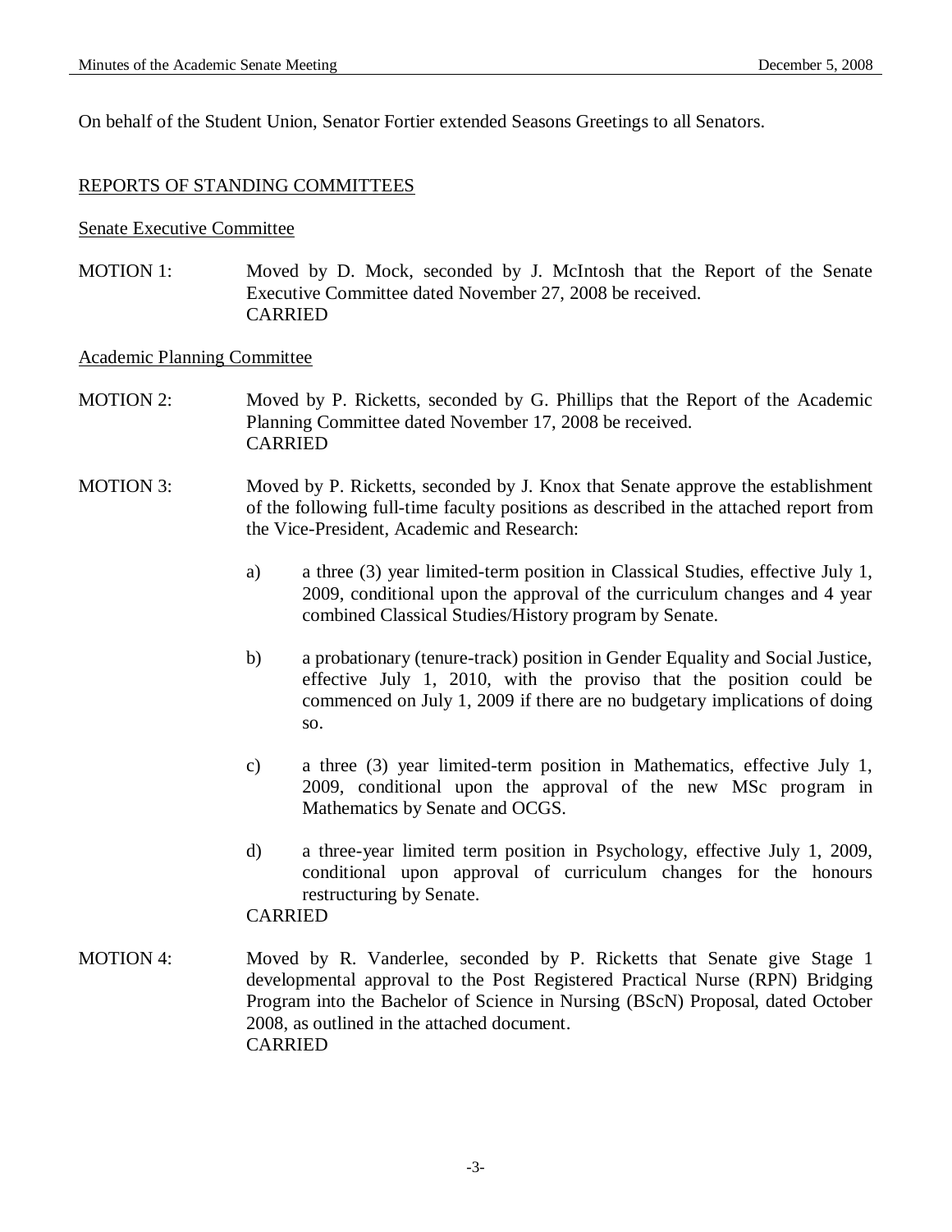On behalf of the Student Union, Senator Fortier extended Seasons Greetings to all Senators.

## REPORTS OF STANDING COMMITTEES

### Senate Executive Committee

MOTION 1: Moved by D. Mock, seconded by J. McIntosh that the Report of the Senate Executive Committee dated November 27, 2008 be received.
CARRIED

### Academic Planning Committee

MOTION 2: Moved by P. Ricketts, seconded by G. Phillips that the Report of the Academic Planning Committee dated November 17, 2008 be received.
CARRIED

MOTION 3: Moved by P. Ricketts, seconded by J. Knox that Senate approve the establishment of the following full-time faculty positions as described in the attached report from the Vice-President, Academic and Research:

a) a three (3) year limited-term position in Classical Studies, effective July 1, 2009, conditional upon the approval of the curriculum changes and 4 year combined Classical Studies/History program by Senate.

b) a probationary (tenure-track) position in Gender Equality and Social Justice, effective July 1, 2010, with the proviso that the position could be commenced on July 1, 2009 if there are no budgetary implications of doing so.

c) a three (3) year limited-term position in Mathematics, effective July 1, 2009, conditional upon the approval of the new MSc program in Mathematics by Senate and OCGS.

d) a three-year limited term position in Psychology, effective July 1, 2009, conditional upon approval of curriculum changes for the honours restructuring by Senate.

CARRIED

MOTION 4: Moved by R. Vanderlee, seconded by P. Ricketts that Senate give Stage 1 developmental approval to the Post Registered Practical Nurse (RPN) Bridging Program into the Bachelor of Science in Nursing (BScN) Proposal, dated October 2008, as outlined in the attached document.
CARRIED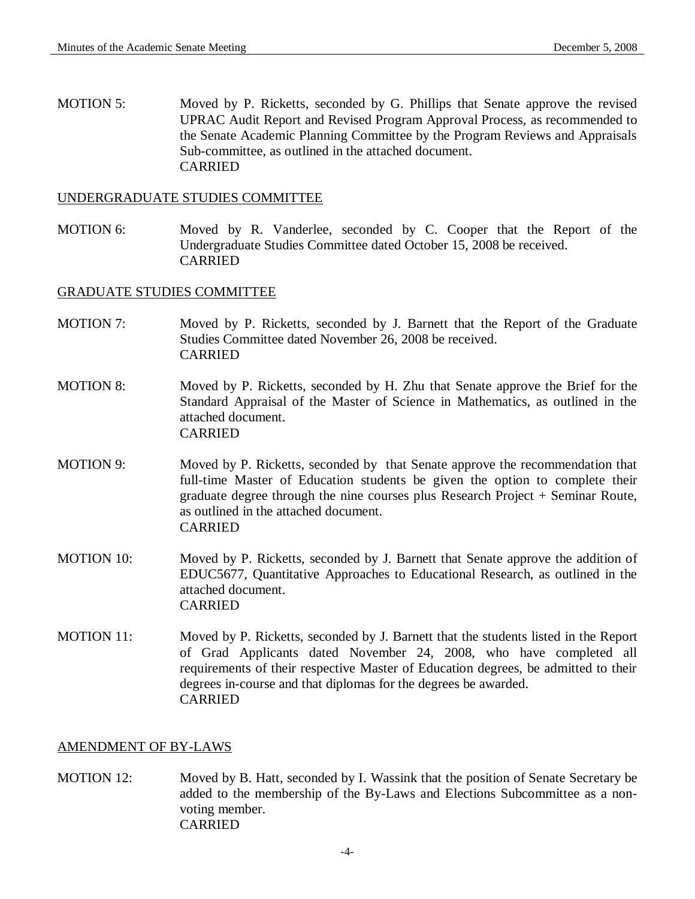MOTION 5: Moved by P. Ricketts, seconded by G. Phillips that Senate approve the revised UPRAC Audit Report and Revised Program Approval Process, as recommended to the Senate Academic Planning Committee by the Program Reviews and Appraisals Sub-committee, as outlined in the attached document.
CARRIED

## UNDERGRADUATE STUDIES COMMITTEE

MOTION 6: Moved by R. Vanderlee, seconded by C. Cooper that the Report of the Undergraduate Studies Committee dated October 15, 2008 be received.
CARRIED

## GRADUATE STUDIES COMMITTEE

MOTION 7: Moved by P. Ricketts, seconded by J. Barnett that the Report of the Graduate Studies Committee dated November 26, 2008 be received.
CARRIED

MOTION 8: Moved by P. Ricketts, seconded by H. Zhu that Senate approve the Brief for the Standard Appraisal of the Master of Science in Mathematics, as outlined in the attached document.
CARRIED

MOTION 9: Moved by P. Ricketts, seconded by that Senate approve the recommendation that full-time Master of Education students be given the option to complete their graduate degree through the nine courses plus Research Project + Seminar Route, as outlined in the attached document.
CARRIED

MOTION 10: Moved by P. Ricketts, seconded by J. Barnett that Senate approve the addition of EDUC5677, Quantitative Approaches to Educational Research, as outlined in the attached document.
CARRIED

MOTION 11: Moved by P. Ricketts, seconded by J. Barnett that the students listed in the Report of Grad Applicants dated November 24, 2008, who have completed all requirements of their respective Master of Education degrees, be admitted to their degrees in-course and that diplomas for the degrees be awarded.
CARRIED

## AMENDMENT OF BY-LAWS

MOTION 12: Moved by B. Hatt, seconded by I. Wassink that the position of Senate Secretary be added to the membership of the By-Laws and Elections Subcommittee as a non-voting member.
CARRIED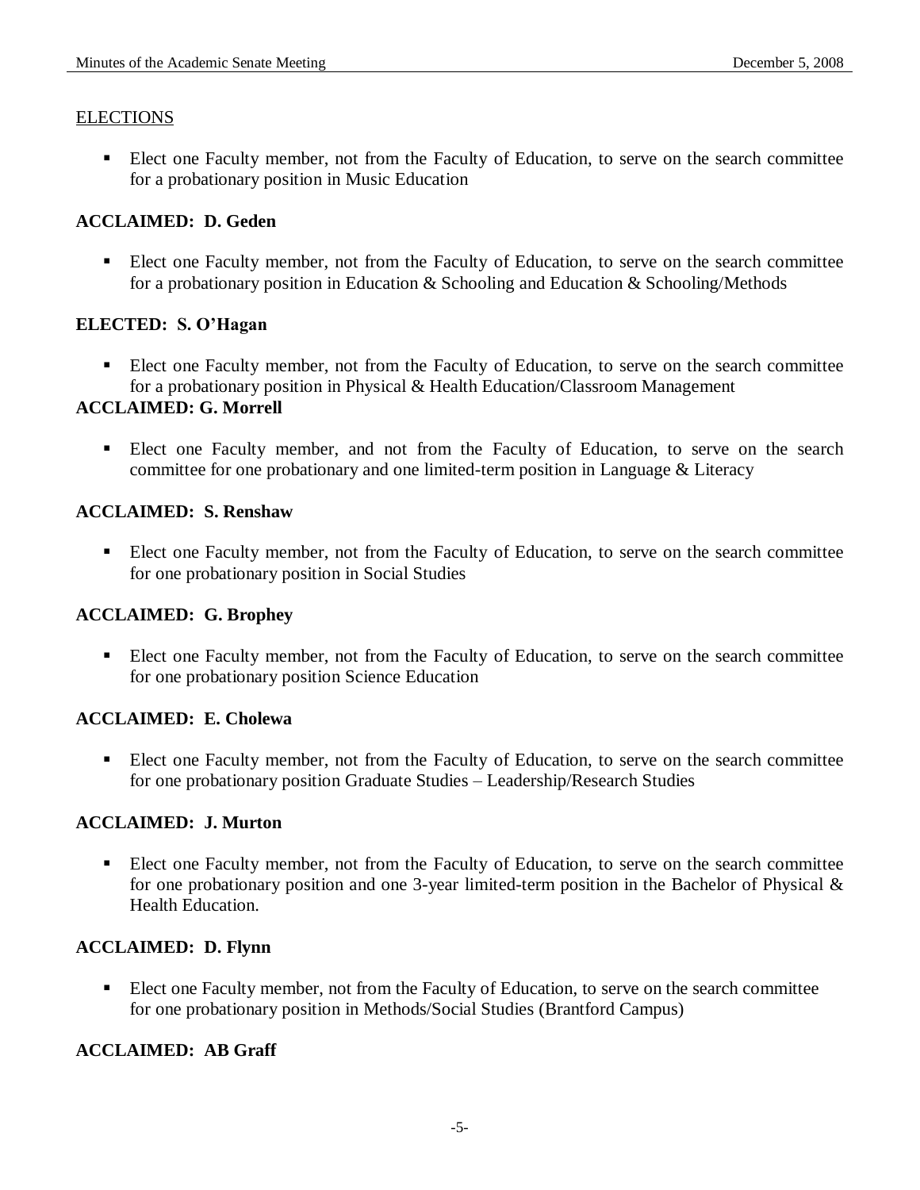## ELECTIONS

- Elect one Faculty member, not from the Faculty of Education, to serve on the search committee for a probationary position in Music Education

**ACCLAIMED: D. Geden**

- Elect one Faculty member, not from the Faculty of Education, to serve on the search committee for a probationary position in Education & Schooling and Education & Schooling/Methods

**ELECTED: S. O'Hagan**

- Elect one Faculty member, not from the Faculty of Education, to serve on the search committee for a probationary position in Physical & Health Education/Classroom Management

**ACCLAIMED: G. Morrell**

- Elect one Faculty member, and not from the Faculty of Education, to serve on the search committee for one probationary and one limited-term position in Language & Literacy

**ACCLAIMED: S. Renshaw**

- Elect one Faculty member, not from the Faculty of Education, to serve on the search committee for one probationary position in Social Studies

**ACCLAIMED: G. Brophey**

- Elect one Faculty member, not from the Faculty of Education, to serve on the search committee for one probationary position Science Education

**ACCLAIMED: E. Cholewa**

- Elect one Faculty member, not from the Faculty of Education, to serve on the search committee for one probationary position Graduate Studies – Leadership/Research Studies

**ACCLAIMED: J. Murton**

- Elect one Faculty member, not from the Faculty of Education, to serve on the search committee for one probationary position and one 3-year limited-term position in the Bachelor of Physical & Health Education.

**ACCLAIMED: D. Flynn**

- Elect one Faculty member, not from the Faculty of Education, to serve on the search committee for one probationary position in Methods/Social Studies (Brantford Campus)

**ACCLAIMED: AB Graff**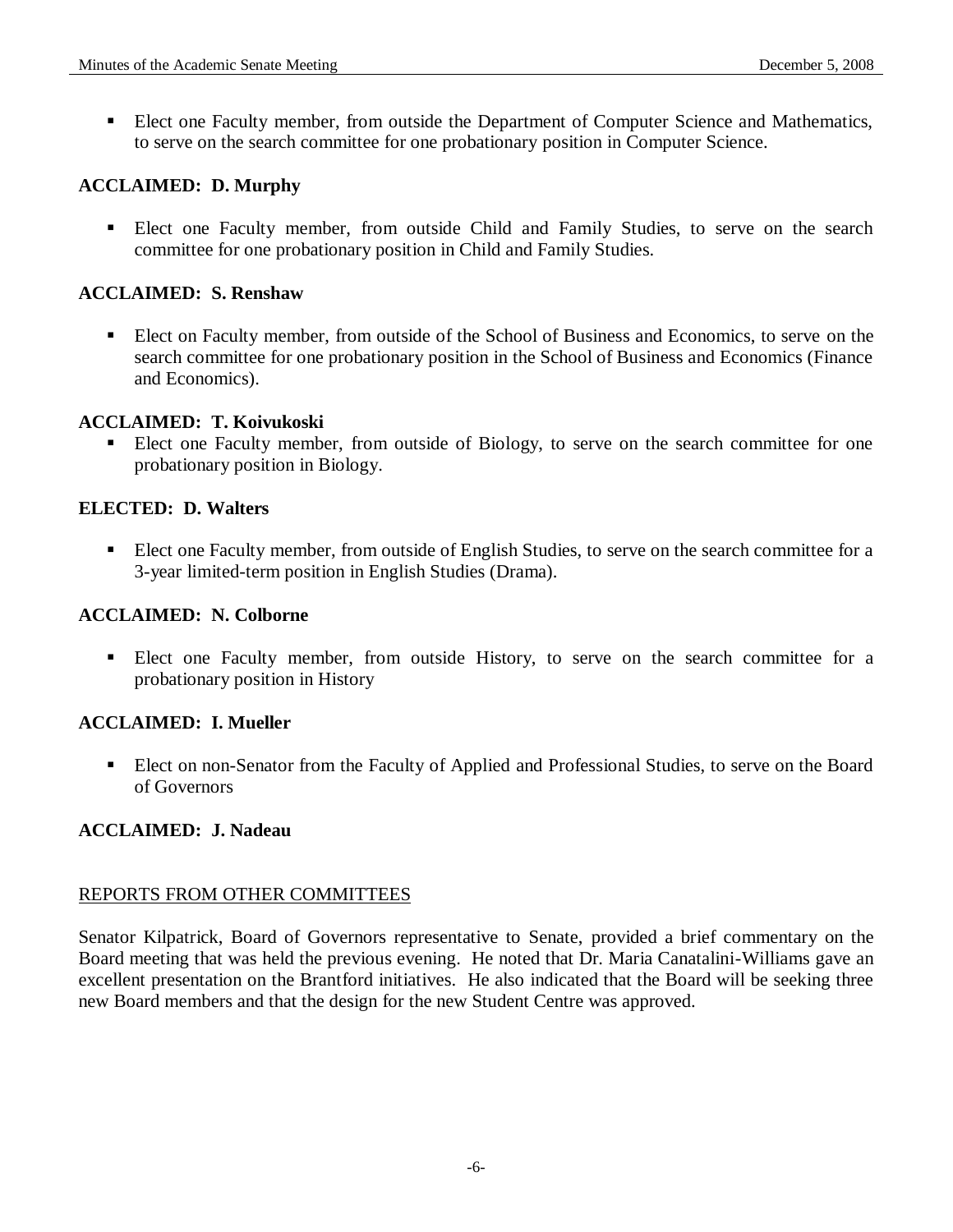- Elect one Faculty member, from outside the Department of Computer Science and Mathematics, to serve on the search committee for one probationary position in Computer Science.

**ACCLAIMED: D. Murphy**

- Elect one Faculty member, from outside Child and Family Studies, to serve on the search committee for one probationary position in Child and Family Studies.

**ACCLAIMED: S. Renshaw**

- Elect on Faculty member, from outside of the School of Business and Economics, to serve on the search committee for one probationary position in the School of Business and Economics (Finance and Economics).

**ACCLAIMED: T. Koivukoski**

- Elect one Faculty member, from outside of Biology, to serve on the search committee for one probationary position in Biology.

**ELECTED: D. Walters**

- Elect one Faculty member, from outside of English Studies, to serve on the search committee for a 3-year limited-term position in English Studies (Drama).

**ACCLAIMED: N. Colborne**

- Elect one Faculty member, from outside History, to serve on the search committee for a probationary position in History

**ACCLAIMED: I. Mueller**

- Elect on non-Senator from the Faculty of Applied and Professional Studies, to serve on the Board of Governors

**ACCLAIMED: J. Nadeau**

REPORTS FROM OTHER COMMITTEES

Senator Kilpatrick, Board of Governors representative to Senate, provided a brief commentary on the Board meeting that was held the previous evening. He noted that Dr. Maria Canatalini-Williams gave an excellent presentation on the Brantford initiatives. He also indicated that the Board will be seeking three new Board members and that the design for the new Student Centre was approved.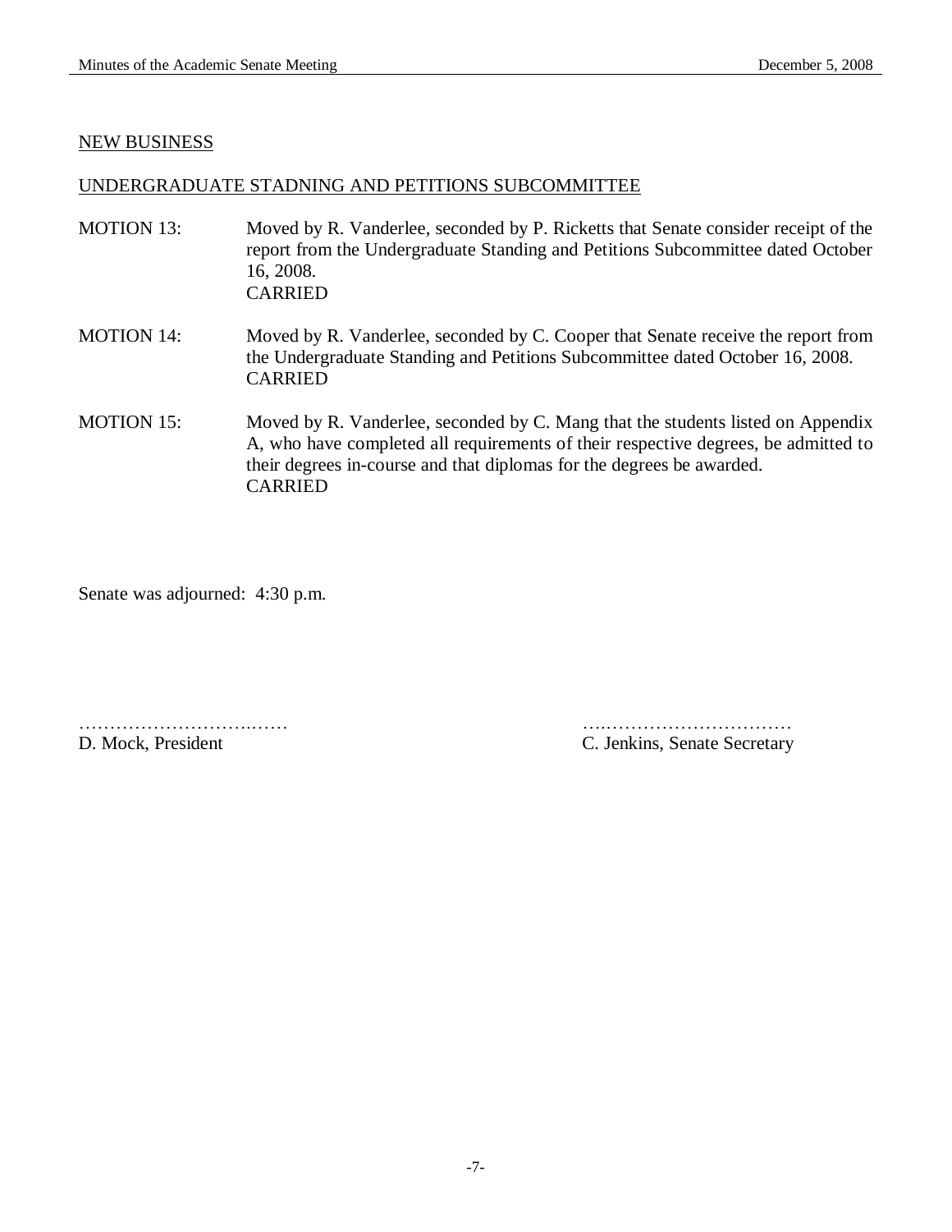NEW BUSINESS

UNDERGRADUATE STADNING AND PETITIONS SUBCOMMITTEE

MOTION 13: Moved by R. Vanderlee, seconded by P. Ricketts that Senate consider receipt of the report from the Undergraduate Standing and Petitions Subcommittee dated October 16, 2008.
CARRIED

MOTION 14: Moved by R. Vanderlee, seconded by C. Cooper that Senate receive the report from the Undergraduate Standing and Petitions Subcommittee dated October 16, 2008.
CARRIED

MOTION 15: Moved by R. Vanderlee, seconded by C. Mang that the students listed on Appendix A, who have completed all requirements of their respective degrees, be admitted to their degrees in-course and that diplomas for the degrees be awarded.
CARRIED

Senate was adjourned: 4:30 p.m.

……………………….……
D. Mock, President

…..…………………………
C. Jenkins, Senate Secretary